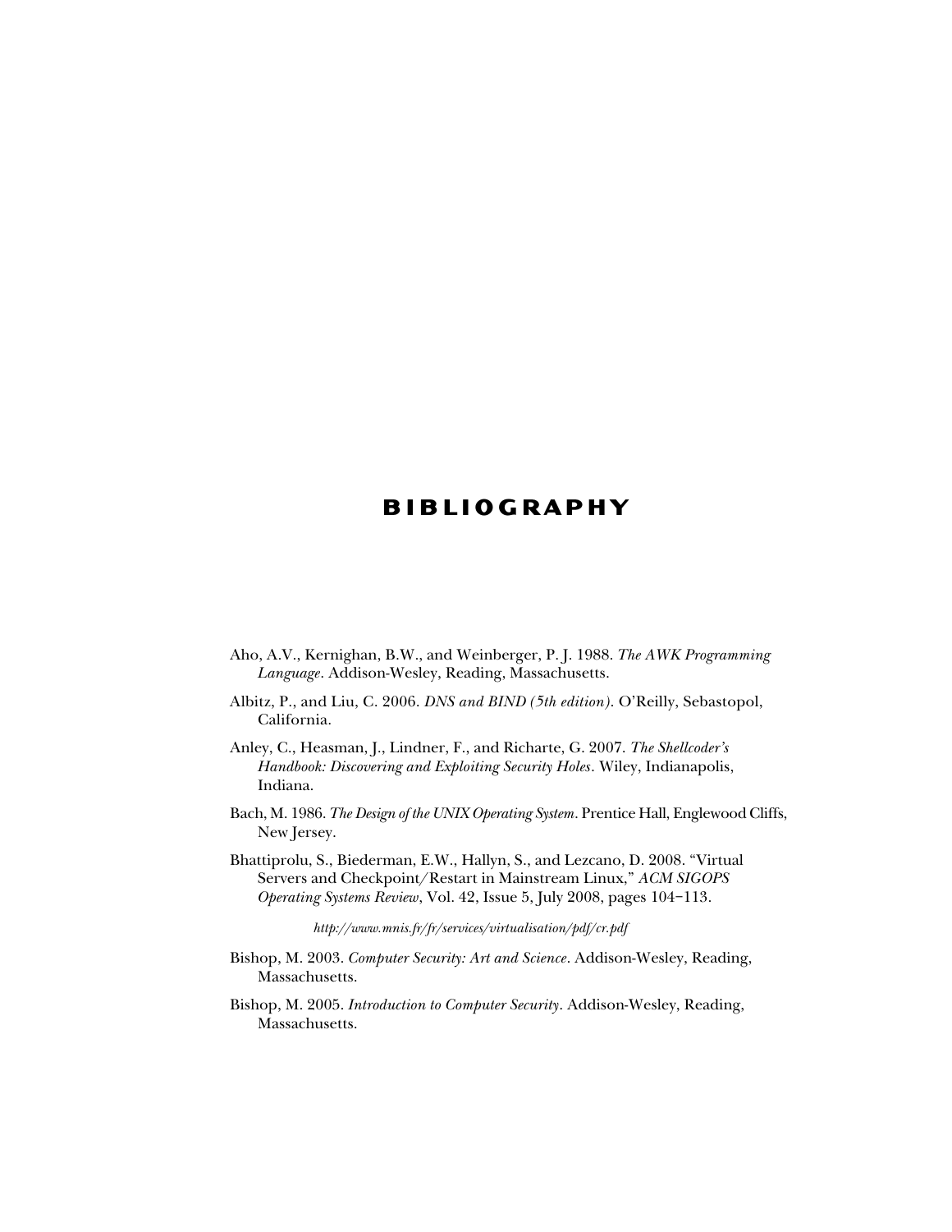# BIBLIOGRAPHY

Aho, A.V., Kernighan, B.W., and Weinberger, P. J. 1988. *The AWK Programming Language*. Addison-Wesley, Reading, Massachusetts.

Albitz, P., and Liu, C. 2006. *DNS and BIND (5th edition)*. O'Reilly, Sebastopol, California.

Anley, C., Heasman, J., Lindner, F., and Richarte, G. 2007. *The Shellcoder's Handbook: Discovering and Exploiting Security Holes*. Wiley, Indianapolis, Indiana.

Bach, M. 1986. *The Design of the UNIX Operating System*. Prentice Hall, Englewood Cliffs, New Jersey.

Bhattiprolu, S., Biederman, E.W., Hallyn, S., and Lezcano, D. 2008. "Virtual Servers and Checkpoint/Restart in Mainstream Linux," *ACM SIGOPS Operating Systems Review*, Vol. 42, Issue 5, July 2008, pages 104–113.

*http://www.mnis.fr/fr/services/virtualisation/pdf/cr.pdf*

Bishop, M. 2003. *Computer Security: Art and Science*. Addison-Wesley, Reading, Massachusetts.

Bishop, M. 2005. *Introduction to Computer Security*. Addison-Wesley, Reading, Massachusetts.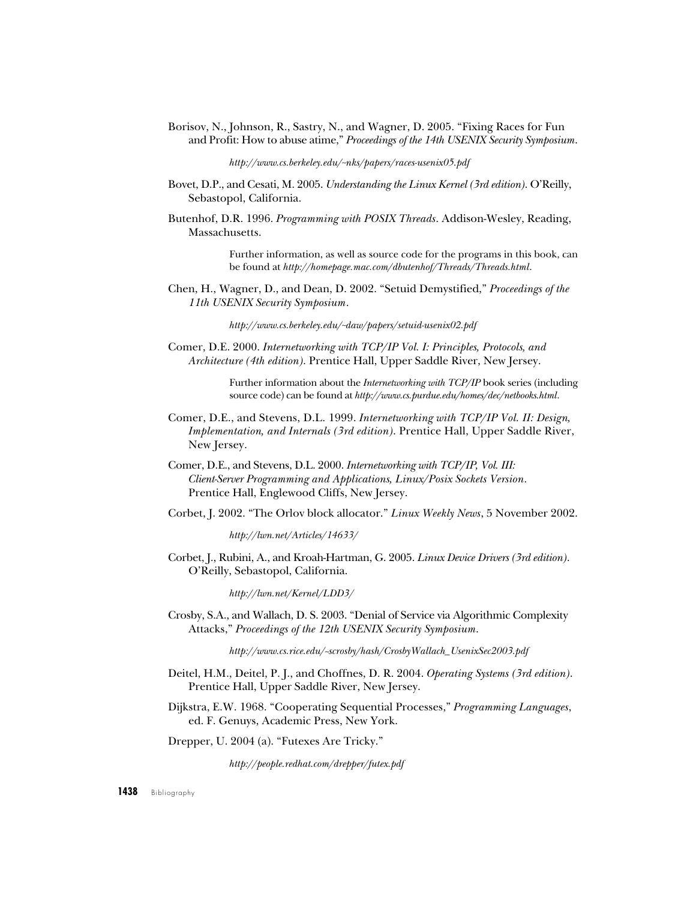Borisov, N., Johnson, R., Sastry, N., and Wagner, D. 2005. "Fixing Races for Fun and Profit: How to abuse atime," *Proceedings of the 14th USENIX Security Symposium*.

> *http://www.cs.berkeley.edu/~nks/papers/races-usenix05.pdf*

Bovet, D.P., and Cesati, M. 2005. *Understanding the Linux Kernel (3rd edition)*. O'Reilly, Sebastopol, California.

Butenhof, D.R. 1996. *Programming with POSIX Threads*. Addison-Wesley, Reading, Massachusetts.

> Further information, as well as source code for the programs in this book, can be found at *http://homepage.mac.com/dbutenhof/Threads/Threads.html*.

Chen, H., Wagner, D., and Dean, D. 2002. "Setuid Demystified," *Proceedings of the 11th USENIX Security Symposium*.

> *http://www.cs.berkeley.edu/~daw/papers/setuid-usenix02.pdf*

Comer, D.E. 2000. *Internetworking with TCP/IP Vol. I: Principles, Protocols, and Architecture (4th edition)*. Prentice Hall, Upper Saddle River, New Jersey.

> Further information about the *Internetworking with TCP/IP* book series (including source code) can be found at *http://www.cs.purdue.edu/homes/dec/netbooks.html*.

Comer, D.E., and Stevens, D.L. 1999. *Internetworking with TCP/IP Vol. II: Design, Implementation, and Internals (3rd edition)*. Prentice Hall, Upper Saddle River, New Jersey.

Comer, D.E., and Stevens, D.L. 2000. *Internetworking with TCP/IP, Vol. III: Client-Server Programming and Applications, Linux/Posix Sockets Version*. Prentice Hall, Englewood Cliffs, New Jersey.

Corbet, J. 2002. "The Orlov block allocator." *Linux Weekly News*, 5 November 2002.

> *http://lwn.net/Articles/14633/*

Corbet, J., Rubini, A., and Kroah-Hartman, G. 2005. *Linux Device Drivers (3rd edition)*. O'Reilly, Sebastopol, California.

> *http://lwn.net/Kernel/LDD3/*

Crosby, S.A., and Wallach, D. S. 2003. "Denial of Service via Algorithmic Complexity Attacks," *Proceedings of the 12th USENIX Security Symposium*.

> *http://www.cs.rice.edu/~scrosby/hash/CrosbyWallach_UsenixSec2003.pdf*

Deitel, H.M., Deitel, P. J., and Choffnes, D. R. 2004. *Operating Systems (3rd edition)*. Prentice Hall, Upper Saddle River, New Jersey.

Dijkstra, E.W. 1968. "Cooperating Sequential Processes," *Programming Languages*, ed. F. Genuys, Academic Press, New York.

Drepper, U. 2004 (a). "Futexes Are Tricky."

> *http://people.redhat.com/drepper/futex.pdf*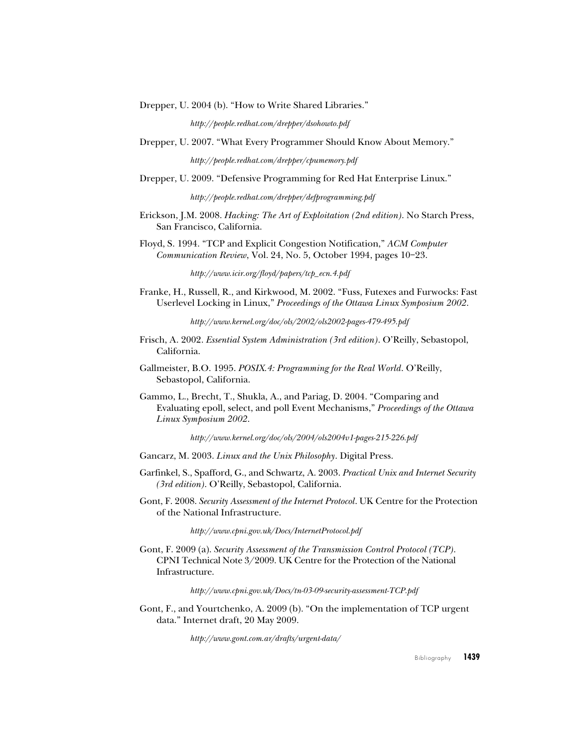Drepper, U. 2004 (b). "How to Write Shared Libraries."

*http://people.redhat.com/drepper/dsohowto.pdf*

Drepper, U. 2007. "What Every Programmer Should Know About Memory."

*http://people.redhat.com/drepper/cpumemory.pdf*

Drepper, U. 2009. "Defensive Programming for Red Hat Enterprise Linux."

*http://people.redhat.com/drepper/defprogramming.pdf*

Erickson, J.M. 2008. *Hacking: The Art of Exploitation (2nd edition)*. No Starch Press, San Francisco, California.

Floyd, S. 1994. "TCP and Explicit Congestion Notification," *ACM Computer Communication Review*, Vol. 24, No. 5, October 1994, pages 10–23.

*http://www.icir.org/floyd/papers/tcp_ecn.4.pdf*

Franke, H., Russell, R., and Kirkwood, M. 2002. "Fuss, Futexes and Furwocks: Fast Userlevel Locking in Linux," *Proceedings of the Ottawa Linux Symposium 2002*.

*http://www.kernel.org/doc/ols/2002/ols2002-pages-479-495.pdf*

Frisch, A. 2002. *Essential System Administration (3rd edition)*. O'Reilly, Sebastopol, California.

Gallmeister, B.O. 1995. *POSIX.4: Programming for the Real World*. O'Reilly, Sebastopol, California.

Gammo, L., Brecht, T., Shukla, A., and Pariag, D. 2004. "Comparing and Evaluating epoll, select, and poll Event Mechanisms," *Proceedings of the Ottawa Linux Symposium 2002*.

*http://www.kernel.org/doc/ols/2004/ols2004v1-pages-215-226.pdf*

Gancarz, M. 2003. *Linux and the Unix Philosophy*. Digital Press.

Garfinkel, S., Spafford, G., and Schwartz, A. 2003. *Practical Unix and Internet Security (3rd edition)*. O'Reilly, Sebastopol, California.

Gont, F. 2008. *Security Assessment of the Internet Protocol*. UK Centre for the Protection of the National Infrastructure.

*http://www.cpni.gov.uk/Docs/InternetProtocol.pdf*

Gont, F. 2009 (a). *Security Assessment of the Transmission Control Protocol (TCP)*. CPNI Technical Note 3/2009. UK Centre for the Protection of the National Infrastructure.

*http://www.cpni.gov.uk/Docs/tn-03-09-security-assessment-TCP.pdf*

Gont, F., and Yourtchenko, A. 2009 (b). "On the implementation of TCP urgent data." Internet draft, 20 May 2009.

*http://www.gont.com.ar/drafts/urgent-data/*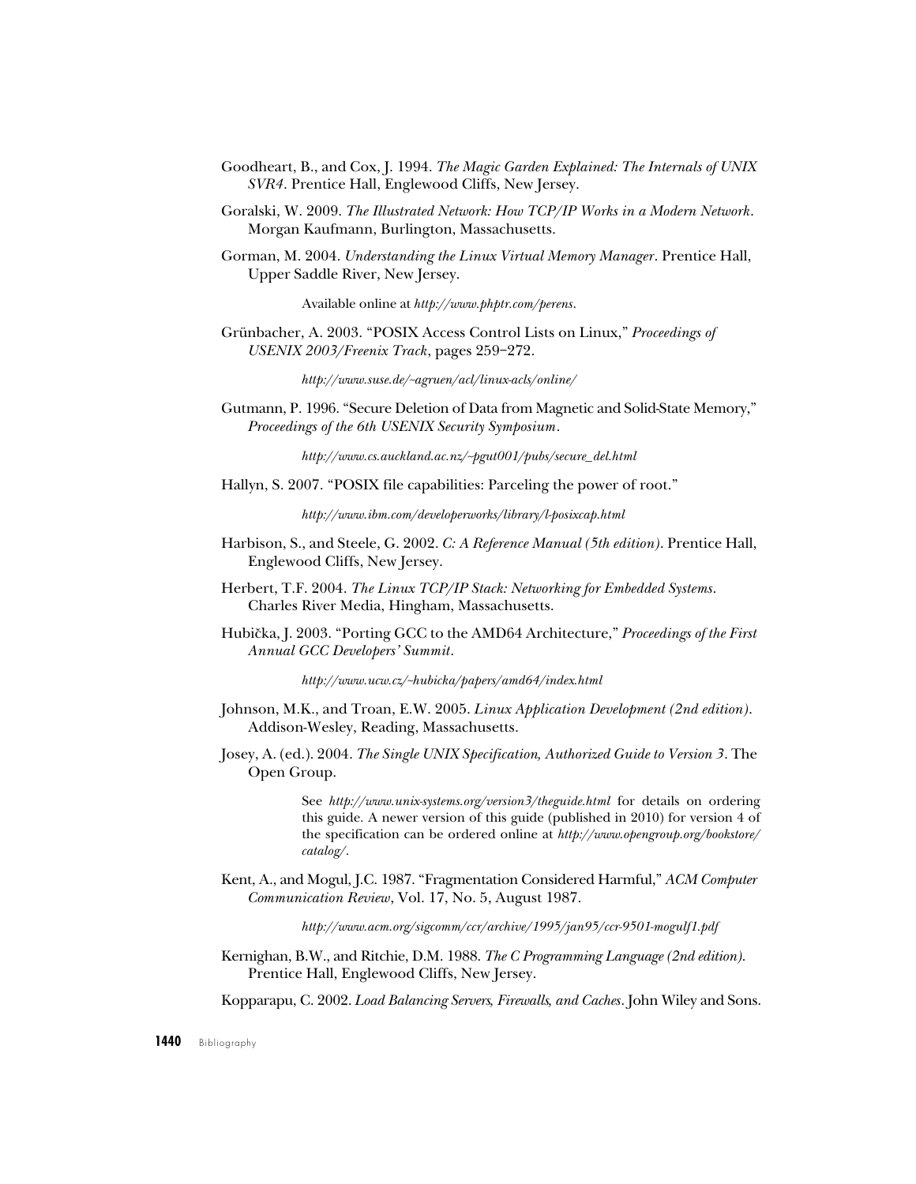Goodheart, B., and Cox, J. 1994. *The Magic Garden Explained: The Internals of UNIX SVR4*. Prentice Hall, Englewood Cliffs, New Jersey.

Goralski, W. 2009. *The Illustrated Network: How TCP/IP Works in a Modern Network*. Morgan Kaufmann, Burlington, Massachusetts.

Gorman, M. 2004. *Understanding the Linux Virtual Memory Manager*. Prentice Hall, Upper Saddle River, New Jersey.

> Available online at *http://www.phptr.com/perens*.

Grünbacher, A. 2003. "POSIX Access Control Lists on Linux," *Proceedings of USENIX 2003/Freenix Track*, pages 259–272.

> *http://www.suse.de/~agruen/acl/linux-acls/online/*

Gutmann, P. 1996. "Secure Deletion of Data from Magnetic and Solid-State Memory," *Proceedings of the 6th USENIX Security Symposium*.

> *http://www.cs.auckland.ac.nz/~pgut001/pubs/secure_del.html*

Hallyn, S. 2007. "POSIX file capabilities: Parceling the power of root."

> *http://www.ibm.com/developerworks/library/l-posixcap.html*

Harbison, S., and Steele, G. 2002. *C: A Reference Manual (5th edition)*. Prentice Hall, Englewood Cliffs, New Jersey.

Herbert, T.F. 2004. *The Linux TCP/IP Stack: Networking for Embedded Systems*. Charles River Media, Hingham, Massachusetts.

Hubička, J. 2003. "Porting GCC to the AMD64 Architecture," *Proceedings of the First Annual GCC Developers' Summit*.

> *http://www.ucw.cz/~hubicka/papers/amd64/index.html*

Johnson, M.K., and Troan, E.W. 2005. *Linux Application Development (2nd edition)*. Addison-Wesley, Reading, Massachusetts.

Josey, A. (ed.). 2004. *The Single UNIX Specification, Authorized Guide to Version 3*. The Open Group.

> See *http://www.unix-systems.org/version3/theguide.html* for details on ordering this guide. A newer version of this guide (published in 2010) for version 4 of the specification can be ordered online at *http://www.opengroup.org/bookstore/catalog/*.

Kent, A., and Mogul, J.C. 1987. "Fragmentation Considered Harmful," *ACM Computer Communication Review*, Vol. 17, No. 5, August 1987.

> *http://www.acm.org/sigcomm/ccr/archive/1995/jan95/ccr-9501-mogulf1.pdf*

Kernighan, B.W., and Ritchie, D.M. 1988. *The C Programming Language (2nd edition)*. Prentice Hall, Englewood Cliffs, New Jersey.

Kopparapu, C. 2002. *Load Balancing Servers, Firewalls, and Caches*. John Wiley and Sons.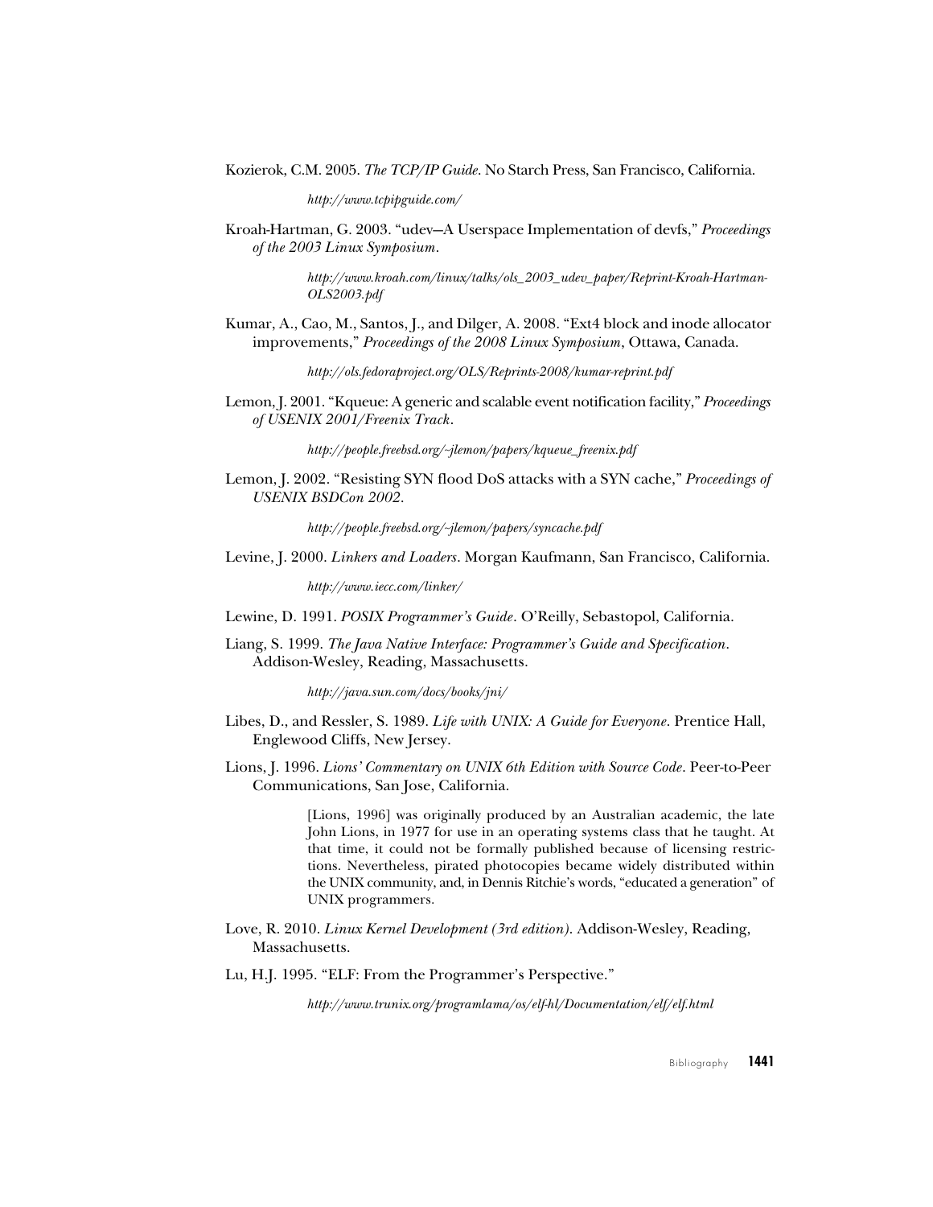Kozierok, C.M. 2005. *The TCP/IP Guide*. No Starch Press, San Francisco, California.

> *http://www.tcpipguide.com/*

Kroah-Hartman, G. 2003. "udev—A Userspace Implementation of devfs," *Proceedings of the 2003 Linux Symposium*.

> *http://www.kroah.com/linux/talks/ols_2003_udev_paper/Reprint-Kroah-Hartman-OLS2003.pdf*

Kumar, A., Cao, M., Santos, J., and Dilger, A. 2008. "Ext4 block and inode allocator improvements," *Proceedings of the 2008 Linux Symposium*, Ottawa, Canada.

> *http://ols.fedoraproject.org/OLS/Reprints-2008/kumar-reprint.pdf*

Lemon, J. 2001. "Kqueue: A generic and scalable event notification facility," *Proceedings of USENIX 2001/Freenix Track*.

> *http://people.freebsd.org/~jlemon/papers/kqueue_freenix.pdf*

Lemon, J. 2002. "Resisting SYN flood DoS attacks with a SYN cache," *Proceedings of USENIX BSDCon 2002*.

> *http://people.freebsd.org/~jlemon/papers/syncache.pdf*

Levine, J. 2000. *Linkers and Loaders*. Morgan Kaufmann, San Francisco, California.

> *http://www.iecc.com/linker/*

Lewine, D. 1991. *POSIX Programmer's Guide*. O'Reilly, Sebastopol, California.

Liang, S. 1999. *The Java Native Interface: Programmer's Guide and Specification*. Addison-Wesley, Reading, Massachusetts.

> *http://java.sun.com/docs/books/jni/*

Libes, D., and Ressler, S. 1989. *Life with UNIX: A Guide for Everyone*. Prentice Hall, Englewood Cliffs, New Jersey.

Lions, J. 1996. *Lions' Commentary on UNIX 6th Edition with Source Code*. Peer-to-Peer Communications, San Jose, California.

> [Lions, 1996] was originally produced by an Australian academic, the late John Lions, in 1977 for use in an operating systems class that he taught. At that time, it could not be formally published because of licensing restrictions. Nevertheless, pirated photocopies became widely distributed within the UNIX community, and, in Dennis Ritchie's words, "educated a generation" of UNIX programmers.

Love, R. 2010. *Linux Kernel Development (3rd edition)*. Addison-Wesley, Reading, Massachusetts.

Lu, H.J. 1995. "ELF: From the Programmer's Perspective."

> *http://www.trunix.org/programlama/os/elf-hl/Documentation/elf/elf.html*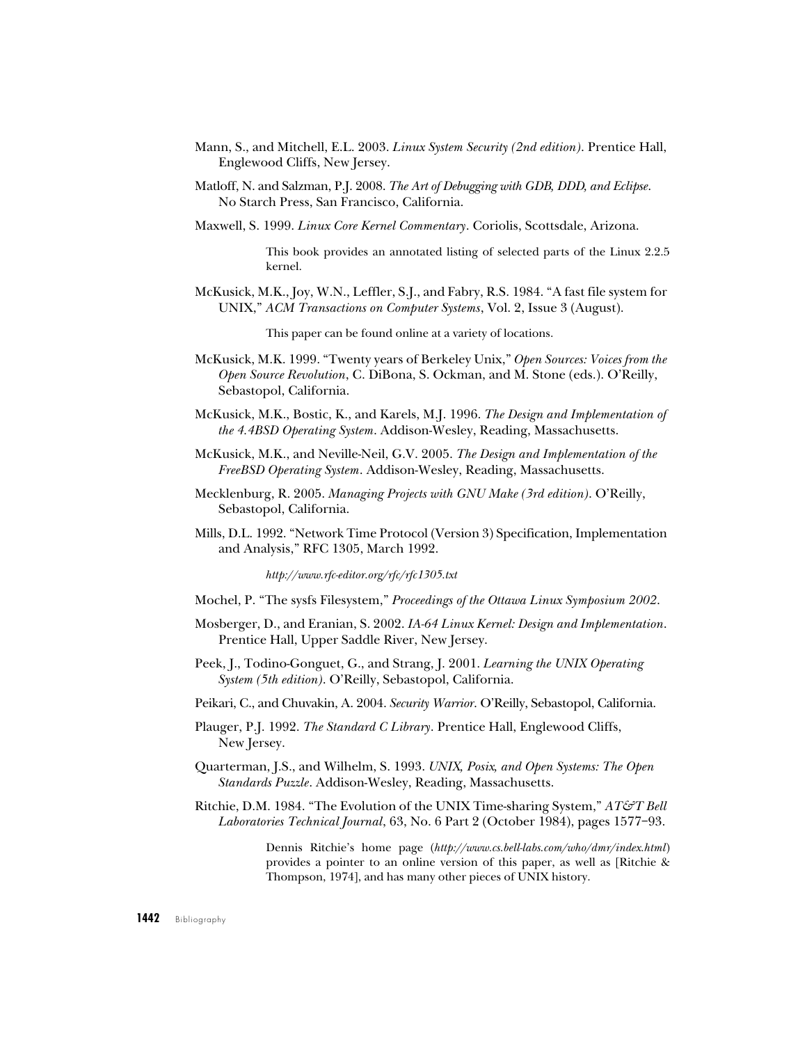Mann, S., and Mitchell, E.L. 2003. *Linux System Security (2nd edition)*. Prentice Hall, Englewood Cliffs, New Jersey.

Matloff, N. and Salzman, P.J. 2008. *The Art of Debugging with GDB, DDD, and Eclipse*. No Starch Press, San Francisco, California.

Maxwell, S. 1999. *Linux Core Kernel Commentary*. Coriolis, Scottsdale, Arizona.

> This book provides an annotated listing of selected parts of the Linux 2.2.5 kernel.

McKusick, M.K., Joy, W.N., Leffler, S.J., and Fabry, R.S. 1984. "A fast file system for UNIX," *ACM Transactions on Computer Systems*, Vol. 2, Issue 3 (August).

> This paper can be found online at a variety of locations.

McKusick, M.K. 1999. "Twenty years of Berkeley Unix," *Open Sources: Voices from the Open Source Revolution*, C. DiBona, S. Ockman, and M. Stone (eds.). O'Reilly, Sebastopol, California.

McKusick, M.K., Bostic, K., and Karels, M.J. 1996. *The Design and Implementation of the 4.4BSD Operating System*. Addison-Wesley, Reading, Massachusetts.

McKusick, M.K., and Neville-Neil, G.V. 2005. *The Design and Implementation of the FreeBSD Operating System*. Addison-Wesley, Reading, Massachusetts.

Mecklenburg, R. 2005. *Managing Projects with GNU Make (3rd edition)*. O'Reilly, Sebastopol, California.

Mills, D.L. 1992. "Network Time Protocol (Version 3) Specification, Implementation and Analysis," RFC 1305, March 1992.

> *http://www.rfc-editor.org/rfc/rfc1305.txt*

Mochel, P. "The sysfs Filesystem," *Proceedings of the Ottawa Linux Symposium 2002*.

Mosberger, D., and Eranian, S. 2002. *IA-64 Linux Kernel: Design and Implementation*. Prentice Hall, Upper Saddle River, New Jersey.

Peek, J., Todino-Gonguet, G., and Strang, J. 2001. *Learning the UNIX Operating System (5th edition)*. O'Reilly, Sebastopol, California.

Peikari, C., and Chuvakin, A. 2004. *Security Warrior*. O'Reilly, Sebastopol, California.

Plauger, P.J. 1992. *The Standard C Library*. Prentice Hall, Englewood Cliffs, New Jersey.

Quarterman, J.S., and Wilhelm, S. 1993. *UNIX, Posix, and Open Systems: The Open Standards Puzzle*. Addison-Wesley, Reading, Massachusetts.

Ritchie, D.M. 1984. "The Evolution of the UNIX Time-sharing System," *AT&T Bell Laboratories Technical Journal*, 63, No. 6 Part 2 (October 1984), pages 1577–93.

> Dennis Ritchie's home page (*http://www.cs.bell-labs.com/who/dmr/index.html*) provides a pointer to an online version of this paper, as well as [Ritchie & Thompson, 1974], and has many other pieces of UNIX history.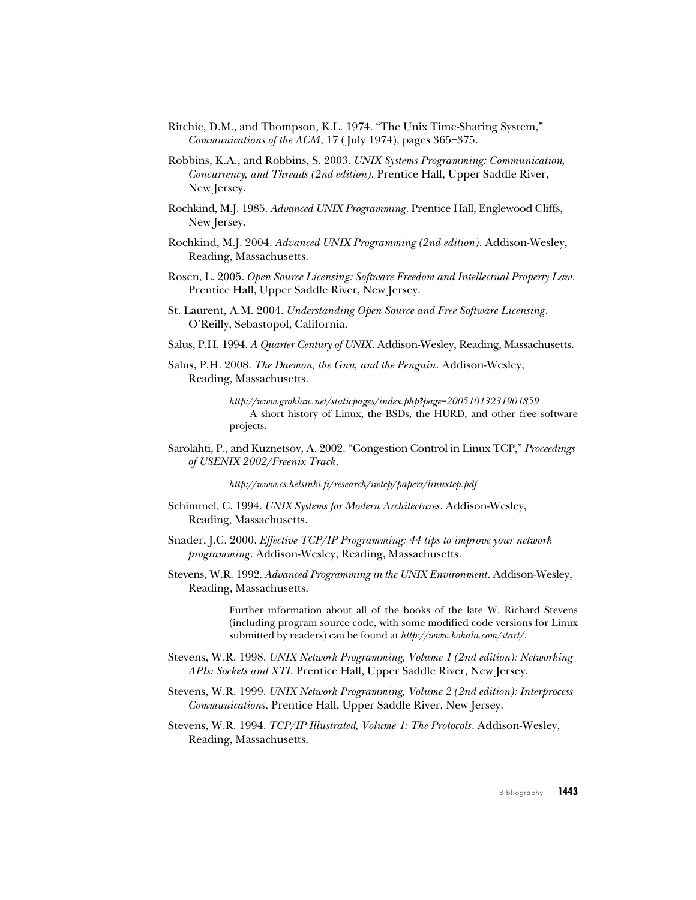Ritchie, D.M., and Thompson, K.L. 1974. "The Unix Time-Sharing System," *Communications of the ACM*, 17 ( July 1974), pages 365–375.

Robbins, K.A., and Robbins, S. 2003. *UNIX Systems Programming: Communication, Concurrency, and Threads (2nd edition)*. Prentice Hall, Upper Saddle River, New Jersey.

Rochkind, M.J. 1985. *Advanced UNIX Programming*. Prentice Hall, Englewood Cliffs, New Jersey.

Rochkind, M.J. 2004. *Advanced UNIX Programming (2nd edition)*. Addison-Wesley, Reading, Massachusetts.

Rosen, L. 2005. *Open Source Licensing: Software Freedom and Intellectual Property Law*. Prentice Hall, Upper Saddle River, New Jersey.

St. Laurent, A.M. 2004. *Understanding Open Source and Free Software Licensing*. O'Reilly, Sebastopol, California.

Salus, P.H. 1994. *A Quarter Century of UNIX*. Addison-Wesley, Reading, Massachusetts.

Salus, P.H. 2008. *The Daemon, the Gnu, and the Penguin*. Addison-Wesley, Reading, Massachusetts.

> *http://www.groklaw.net/staticpages/index.php?page=20051013231901859*
> A short history of Linux, the BSDs, the HURD, and other free software projects.

Sarolahti, P., and Kuznetsov, A. 2002. "Congestion Control in Linux TCP," *Proceedings of USENIX 2002/Freenix Track*.

> *http://www.cs.helsinki.fi/research/iwtcp/papers/linuxtcp.pdf*

Schimmel, C. 1994. *UNIX Systems for Modern Architectures*. Addison-Wesley, Reading, Massachusetts.

Snader, J.C. 2000. *Effective TCP/IP Programming: 44 tips to improve your network programming*. Addison-Wesley, Reading, Massachusetts.

Stevens, W.R. 1992. *Advanced Programming in the UNIX Environment*. Addison-Wesley, Reading, Massachusetts.

> Further information about all of the books of the late W. Richard Stevens (including program source code, with some modified code versions for Linux submitted by readers) can be found at *http://www.kohala.com/start/*.

Stevens, W.R. 1998. *UNIX Network Programming, Volume 1 (2nd edition): Networking APIs: Sockets and XTI*. Prentice Hall, Upper Saddle River, New Jersey.

Stevens, W.R. 1999. *UNIX Network Programming, Volume 2 (2nd edition): Interprocess Communications*. Prentice Hall, Upper Saddle River, New Jersey.

Stevens, W.R. 1994. *TCP/IP Illustrated, Volume 1: The Protocols*. Addison-Wesley, Reading, Massachusetts.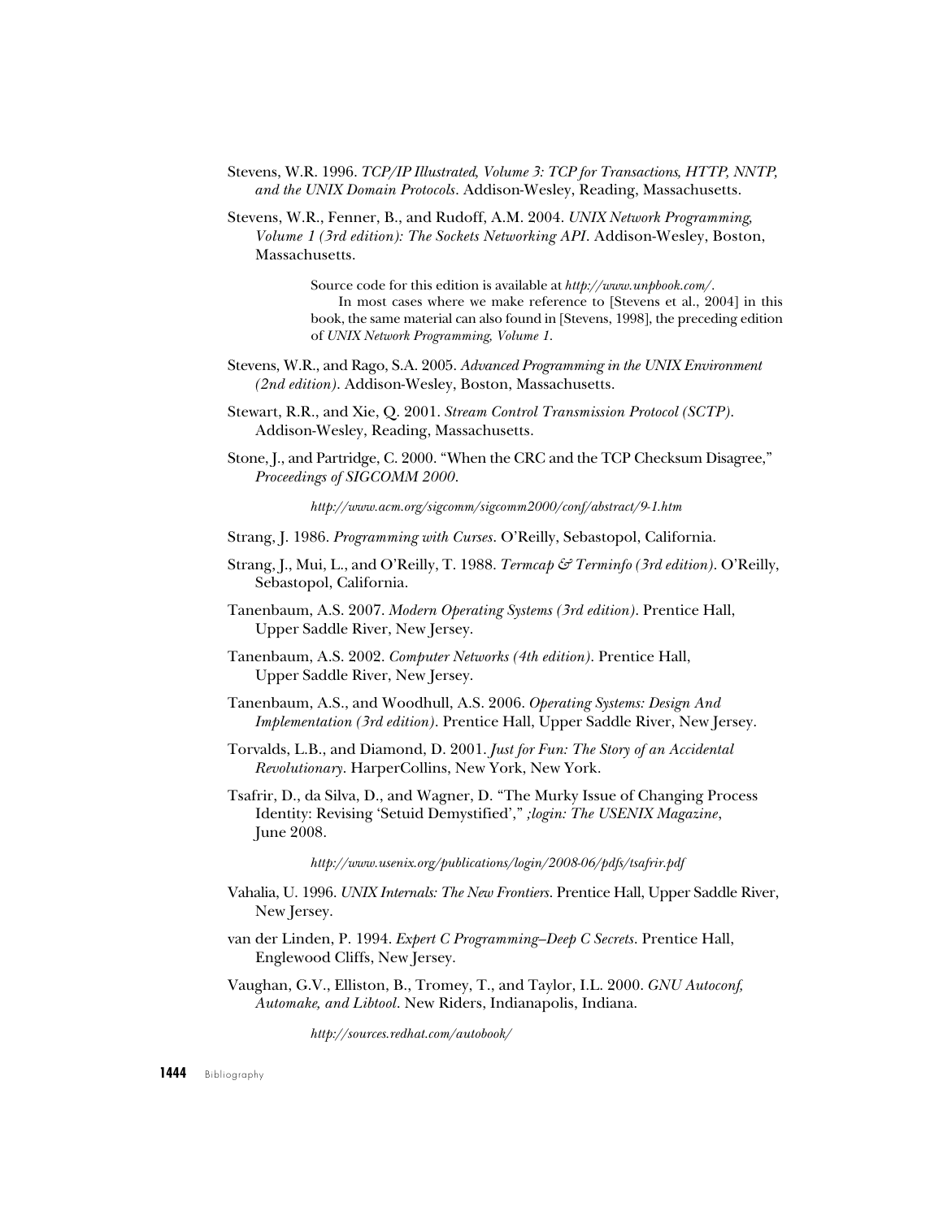Stevens, W.R. 1996. *TCP/IP Illustrated, Volume 3: TCP for Transactions, HTTP, NNTP, and the UNIX Domain Protocols*. Addison-Wesley, Reading, Massachusetts.

Stevens, W.R., Fenner, B., and Rudoff, A.M. 2004. *UNIX Network Programming, Volume 1 (3rd edition): The Sockets Networking API*. Addison-Wesley, Boston, Massachusetts.

> Source code for this edition is available at *http://www.unpbook.com/*.
>
> In most cases where we make reference to [Stevens et al., 2004] in this book, the same material can also found in [Stevens, 1998], the preceding edition of *UNIX Network Programming, Volume 1*.

Stevens, W.R., and Rago, S.A. 2005. *Advanced Programming in the UNIX Environment (2nd edition)*. Addison-Wesley, Boston, Massachusetts.

Stewart, R.R., and Xie, Q. 2001. *Stream Control Transmission Protocol (SCTP)*. Addison-Wesley, Reading, Massachusetts.

Stone, J., and Partridge, C. 2000. "When the CRC and the TCP Checksum Disagree," *Proceedings of SIGCOMM 2000*.

> *http://www.acm.org/sigcomm/sigcomm2000/conf/abstract/9-1.htm*

Strang, J. 1986. *Programming with Curses*. O'Reilly, Sebastopol, California.

Strang, J., Mui, L., and O'Reilly, T. 1988. *Termcap & Terminfo (3rd edition)*. O'Reilly, Sebastopol, California.

Tanenbaum, A.S. 2007. *Modern Operating Systems (3rd edition)*. Prentice Hall, Upper Saddle River, New Jersey.

Tanenbaum, A.S. 2002. *Computer Networks (4th edition)*. Prentice Hall, Upper Saddle River, New Jersey.

Tanenbaum, A.S., and Woodhull, A.S. 2006. *Operating Systems: Design And Implementation (3rd edition)*. Prentice Hall, Upper Saddle River, New Jersey.

Torvalds, L.B., and Diamond, D. 2001. *Just for Fun: The Story of an Accidental Revolutionary*. HarperCollins, New York, New York.

Tsafrir, D., da Silva, D., and Wagner, D. "The Murky Issue of Changing Process Identity: Revising 'Setuid Demystified'," *;login: The USENIX Magazine*, June 2008.

> *http://www.usenix.org/publications/login/2008-06/pdfs/tsafrir.pdf*

Vahalia, U. 1996. *UNIX Internals: The New Frontiers*. Prentice Hall, Upper Saddle River, New Jersey.

van der Linden, P. 1994. *Expert C Programming–Deep C Secrets*. Prentice Hall, Englewood Cliffs, New Jersey.

Vaughan, G.V., Elliston, B., Tromey, T., and Taylor, I.L. 2000. *GNU Autoconf, Automake, and Libtool*. New Riders, Indianapolis, Indiana.

> *http://sources.redhat.com/autobook/*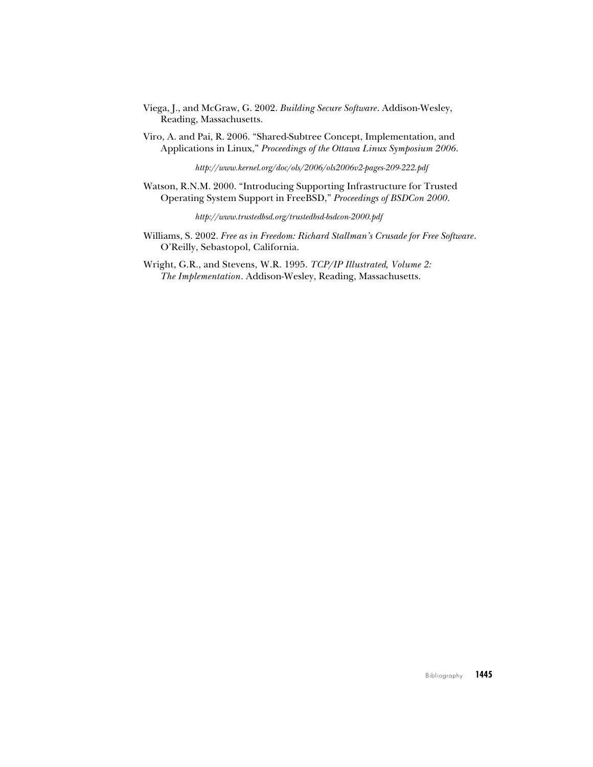Viega, J., and McGraw, G. 2002. *Building Secure Software*. Addison-Wesley, Reading, Massachusetts.

Viro, A. and Pai, R. 2006. "Shared-Subtree Concept, Implementation, and Applications in Linux," *Proceedings of the Ottawa Linux Symposium 2006*.

*http://www.kernel.org/doc/ols/2006/ols2006v2-pages-209-222.pdf*

Watson, R.N.M. 2000. "Introducing Supporting Infrastructure for Trusted Operating System Support in FreeBSD," *Proceedings of BSDCon 2000*.

*http://www.trustedbsd.org/trustedbsd-bsdcon-2000.pdf*

Williams, S. 2002. *Free as in Freedom: Richard Stallman's Crusade for Free Software*. O'Reilly, Sebastopol, California.

Wright, G.R., and Stevens, W.R. 1995. *TCP/IP Illustrated, Volume 2: The Implementation*. Addison-Wesley, Reading, Massachusetts.